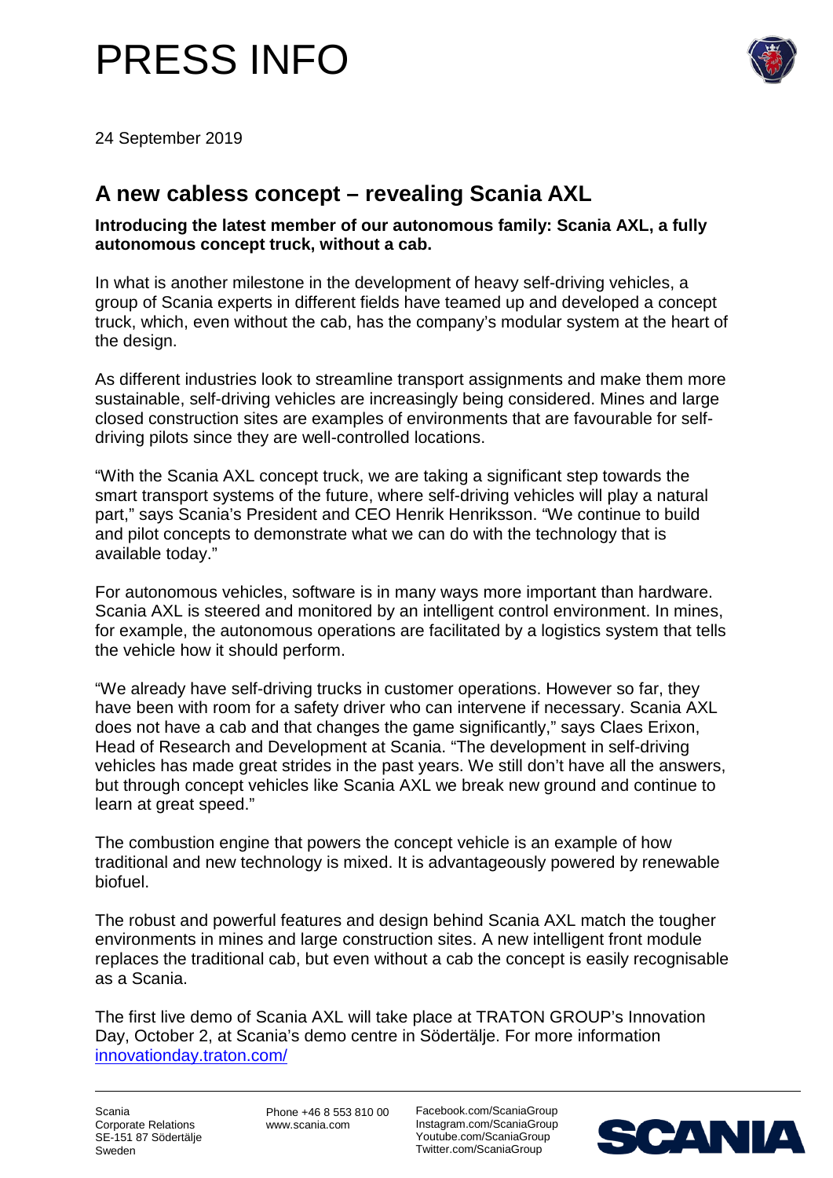# PRESS INFO

24 September 2019

## A new cabless concept – revealing Scania AXL

**Introducing the latest member of our autonomous family: Scania AXL, a fully autonomous concept truck, without a cab.**

In what is another milestone in the development of heavy self-driving vehicles, a group of Scania experts in different fields have teamed up and developed a concept truck, which, even without the cab, has the company's modular system at the heart of the design.

As different industries look to streamline transport assignments and make them more sustainable, self-driving vehicles are increasingly being considered. Mines and large closed construction sites are examples of environments that are favourable for self-driving pilots since they are well-controlled locations.

"With the Scania AXL concept truck, we are taking a significant step towards the smart transport systems of the future, where self-driving vehicles will play a natural part," says Scania's President and CEO Henrik Henriksson. "We continue to build and pilot concepts to demonstrate what we can do with the technology that is available today."

For autonomous vehicles, software is in many ways more important than hardware. Scania AXL is steered and monitored by an intelligent control environment. In mines, for example, the autonomous operations are facilitated by a logistics system that tells the vehicle how it should perform.

"We already have self-driving trucks in customer operations. However so far, they have been with room for a safety driver who can intervene if necessary. Scania AXL does not have a cab and that changes the game significantly," says Claes Erixon, Head of Research and Development at Scania. "The development in self-driving vehicles has made great strides in the past years. We still don't have all the answers, but through concept vehicles like Scania AXL we break new ground and continue to learn at great speed."

The combustion engine that powers the concept vehicle is an example of how traditional and new technology is mixed. It is advantageously powered by renewable biofuel.

The robust and powerful features and design behind Scania AXL match the tougher environments in mines and large construction sites. A new intelligent front module replaces the traditional cab, but even without a cab the concept is easily recognisable as a Scania.

The first live demo of Scania AXL will take place at TRATON GROUP's Innovation Day, October 2, at Scania's demo centre in Södertälje. For more information [innovationday.traton.com/](innovationday.traton.com/)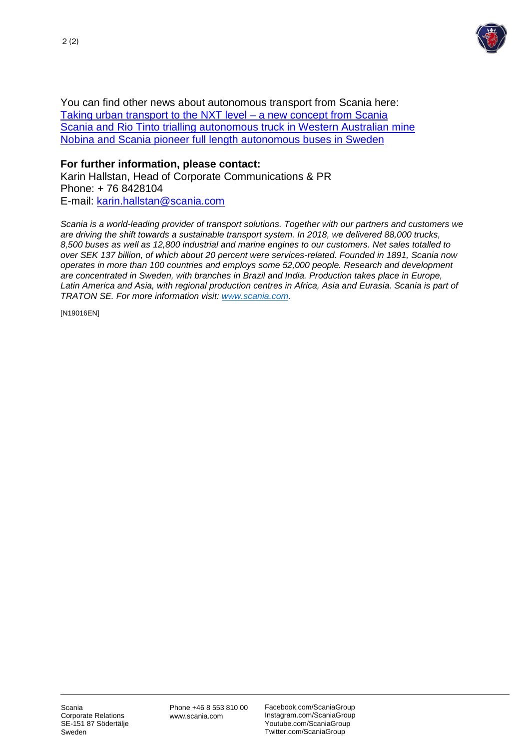You can find other news about autonomous transport from Scania here:
[Taking urban transport to the NXT level – a new concept from Scania](#)
[Scania and Rio Tinto trialling autonomous truck in Western Australian mine](#)
[Nobina and Scania pioneer full length autonomous buses in Sweden](#)

**For further information, please contact:**
Karin Hallstan, Head of Corporate Communications & PR
Phone: + 76 8428104
E-mail: karin.hallstan@scania.com

*Scania is a world-leading provider of transport solutions. Together with our partners and customers we are driving the shift towards a sustainable transport system. In 2018, we delivered 88,000 trucks, 8,500 buses as well as 12,800 industrial and marine engines to our customers. Net sales totalled to over SEK 137 billion, of which about 20 percent were services-related. Founded in 1891, Scania now operates in more than 100 countries and employs some 52,000 people. Research and development are concentrated in Sweden, with branches in Brazil and India. Production takes place in Europe, Latin America and Asia, with regional production centres in Africa, Asia and Eurasia. Scania is part of TRATON SE. For more information visit: www.scania.com.*

[N19016EN]

Scania
Corporate Relations
SE-151 87 Södertälje
Sweden

Phone +46 8 553 810 00
www.scania.com

Facebook.com/ScaniaGroup
Instagram.com/ScaniaGroup
Youtube.com/ScaniaGroup
Twitter.com/ScaniaGroup